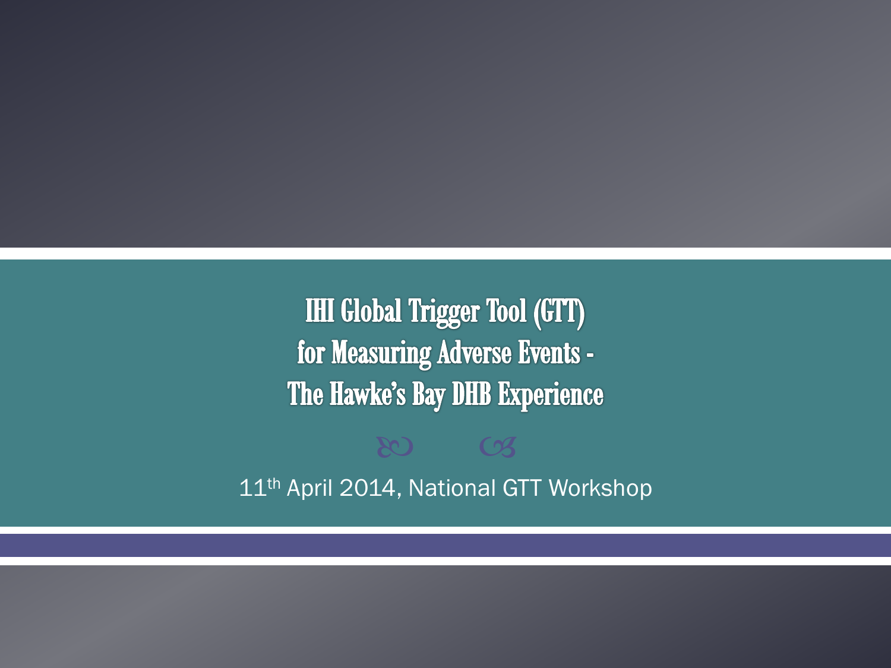# IHI Global Trigger Tool (GTT) for Measuring Adverse Events - The Hawke's Bay DHB Experience

11th April 2014, National GTT Workshop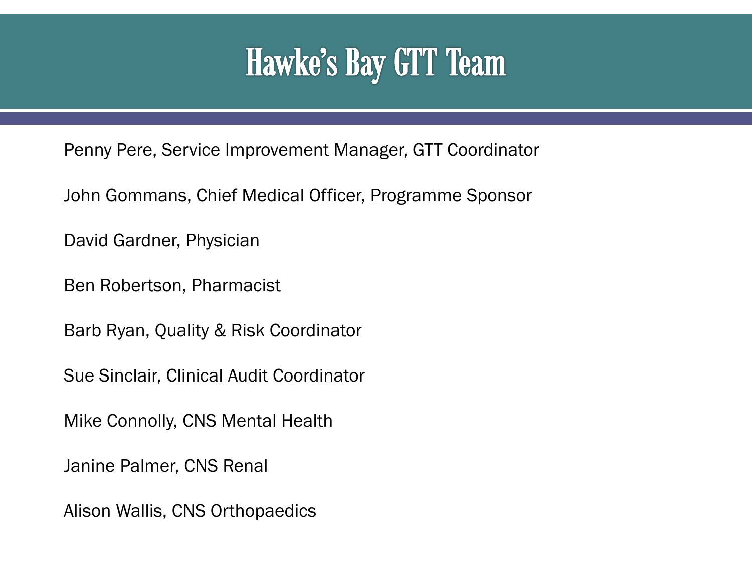# Hawke's Bay GTT Team

Penny Pere, Service Improvement Manager, GTT Coordinator

John Gommans, Chief Medical Officer, Programme Sponsor

David Gardner, Physician

Ben Robertson, Pharmacist

Barb Ryan, Quality & Risk Coordinator

Sue Sinclair, Clinical Audit Coordinator

Mike Connolly, CNS Mental Health

Janine Palmer, CNS Renal

Alison Wallis, CNS Orthopaedics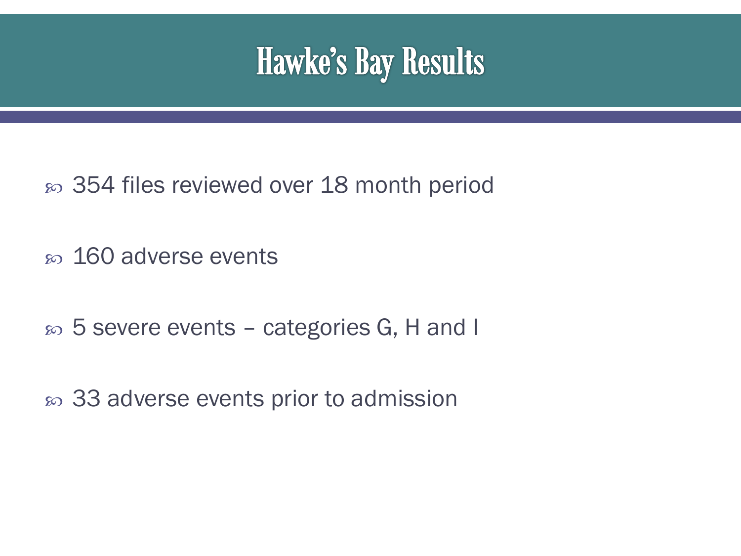# Hawke's Bay Results

- 354 files reviewed over 18 month period
- 160 adverse events
- 5 severe events – categories G, H and I
- 33 adverse events prior to admission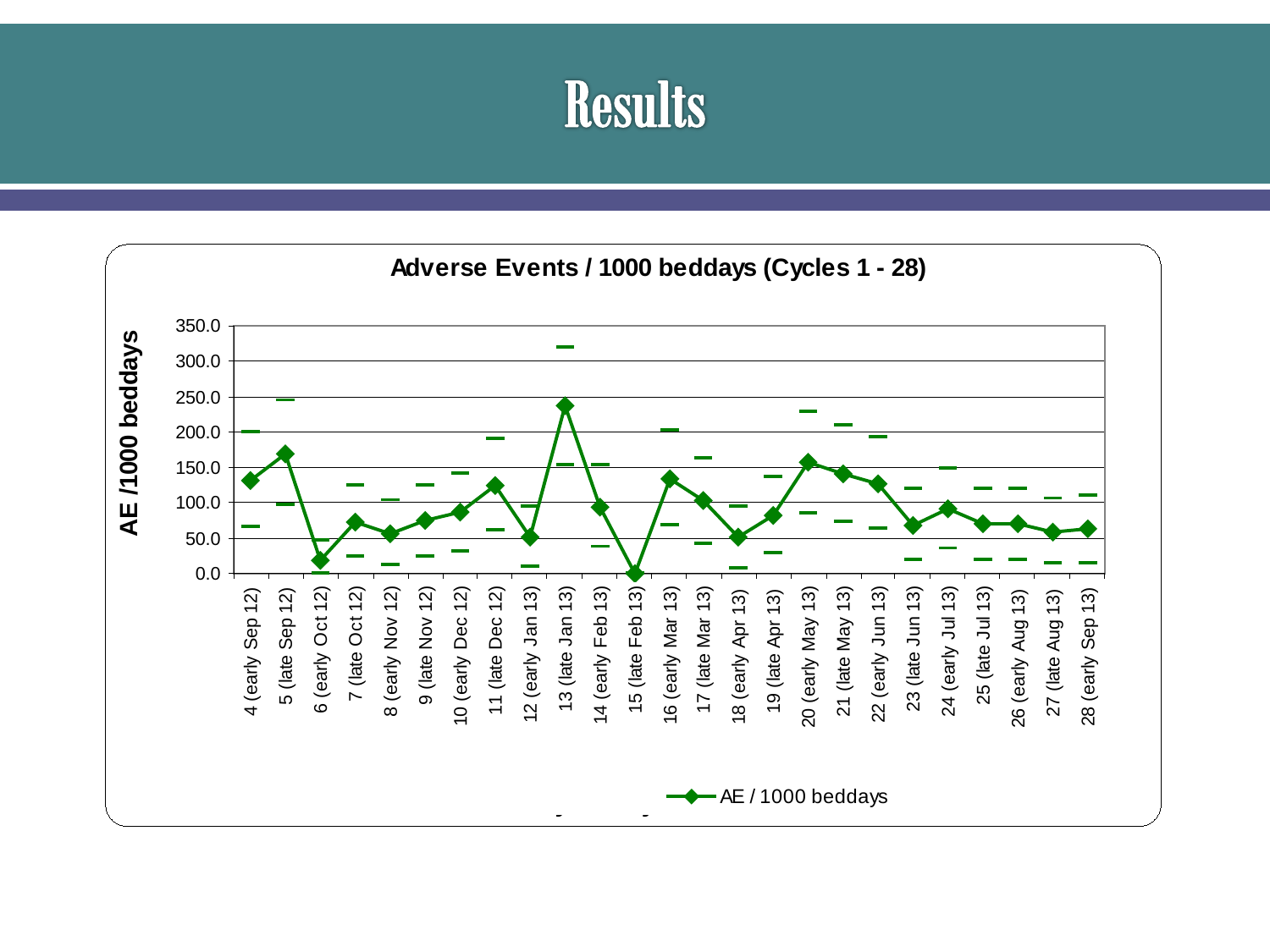# Results

**Adverse Events / 1000 beddays (Cycles 1 - 28)**

AE /1000 beddays

350.0
300.0
250.0
200.0
150.0
100.0
50.0
0.0

4 (early Sep 12)
5 (late Sep 12)
6 (early Oct 12)
7 (late Oct 12)
8 (early Nov 12)
9 (late Nov 12)
10 (early Dec 12)
11 (late Dec 12)
12 (early Jan 13)
13 (late Jan 13)
14 (early Feb 13)
15 (late Feb 13)
16 (early Mar 13)
17 (late Mar 13)
18 (early Apr 13)
19 (late Apr 13)
20 (early May 13)
21 (late May 13)
22 (early Jun 13)
23 (late Jun 13)
24 (early Jul 13)
25 (late Jul 13)
26 (early Aug 13)
27 (late Aug 13)
28 (early Sep 13)

AE / 1000 beddays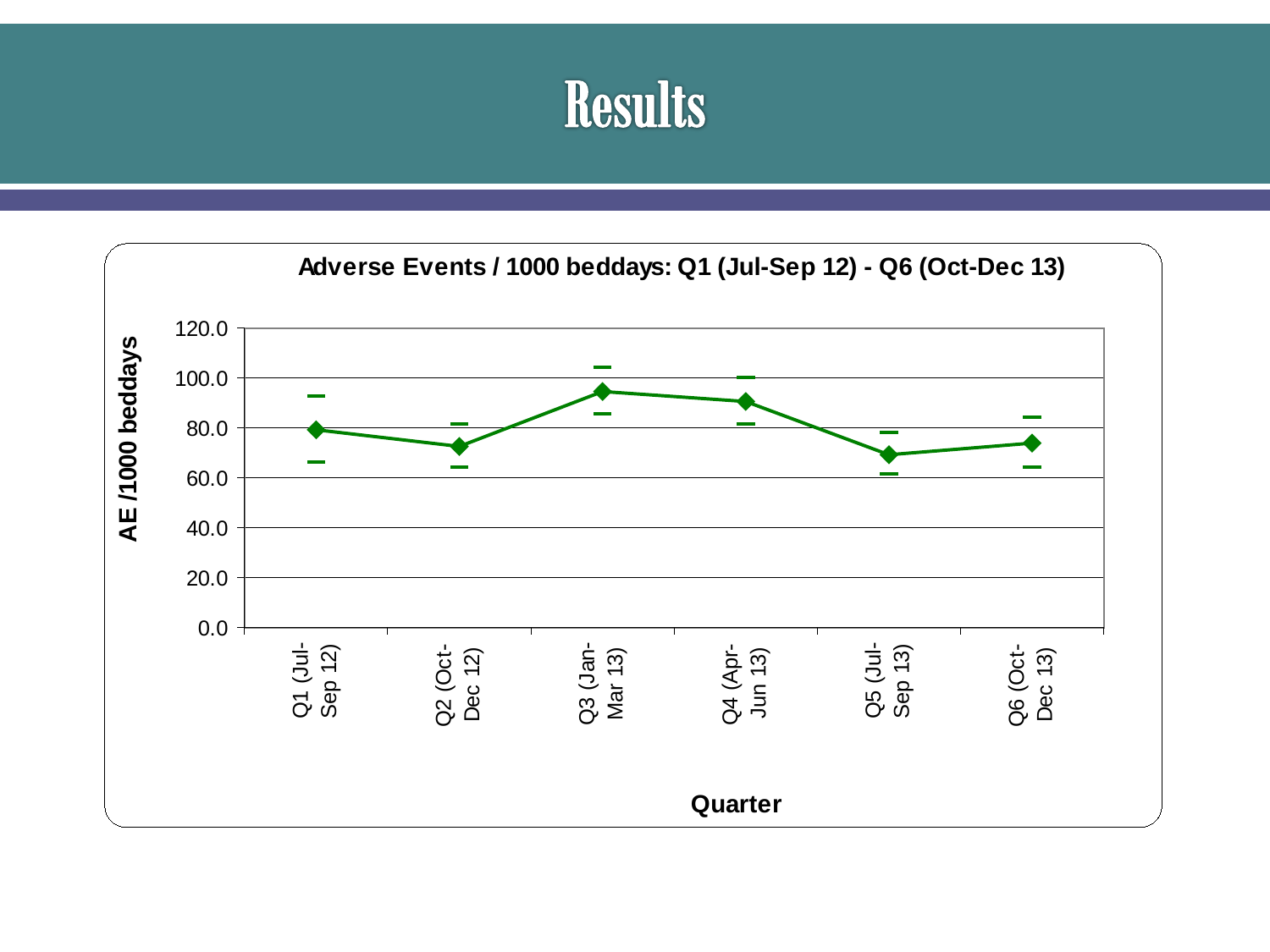# Results

**Adverse Events / 1000 beddays: Q1 (Jul-Sep 12) - Q6 (Oct-Dec 13)**

AE /1000 beddays

120.0
100.0
80.0
60.0
40.0
20.0
0.0

Q1 (Jul-Sep 12)
Q2 (Oct-Dec 12)
Q3 (Jan-Mar 13)
Q4 (Apr-Jun 13)
Q5 (Jul-Sep 13)
Q6 (Oct-Dec 13)

**Quarter**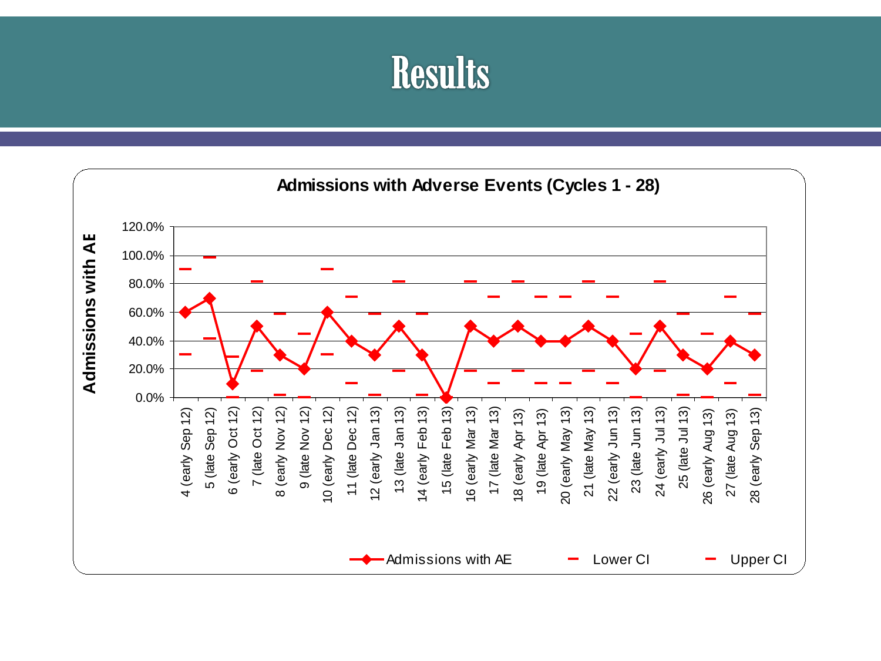# Results

**Admissions with Adverse Events (Cycles 1 - 28)**

| Cycle | Admissions with AE | Lower CI | Upper CI |
|---|---|---|---|
| 4 (early Sep 12) | 60.0% | 30.0% | 90.0% |
| 5 (late Sep 12) | 70.0% | 41.0% | 99.0% |
| 6 (early Oct 12) | 10.0% | 0.0% | 29.0% |
| 7 (late Oct 12) | 50.0% | 19.0% | 81.0% |
| 8 (early Nov 12) | 30.0% | 2.0% | 59.0% |
| 9 (late Nov 12) | 20.0% | 0.0% | 45.0% |
| 10 (early Dec 12) | 60.0% | 30.0% | 90.0% |
| 11 (late Dec 12) | 40.0% | 10.0% | 70.0% |
| 12 (early Jan 13) | 30.0% | 2.0% | 59.0% |
| 13 (late Jan 13) | 50.0% | 19.0% | 81.0% |
| 14 (early Feb 13) | 30.0% | 2.0% | 59.0% |
| 15 (late Feb 13) | 0.0% | | |
| 16 (early Mar 13) | 50.0% | 19.0% | 81.0% |
| 17 (late Mar 13) | 40.0% | 10.0% | 70.0% |
| 18 (early Apr 13) | 50.0% | 19.0% | 81.0% |
| 19 (late Apr 13) | 40.0% | 10.0% | 70.0% |
| 20 (early May 13) | 40.0% | 10.0% | 70.0% |
| 21 (late May 13) | 50.0% | 19.0% | 81.0% |
| 22 (early Jun 13) | 40.0% | 10.0% | 70.0% |
| 23 (late Jun 13) | 20.0% | 0.0% | 45.0% |
| 24 (early Jul 13) | 50.0% | 19.0% | 81.0% |
| 25 (late Jul 13) | 30.0% | 2.0% | 59.0% |
| 26 (early Aug 13) | 20.0% | 0.0% | 45.0% |
| 27 (late Aug 13) | 40.0% | 10.0% | 70.0% |
| 28 (early Sep 13) | 30.0% | 2.0% | 59.0% |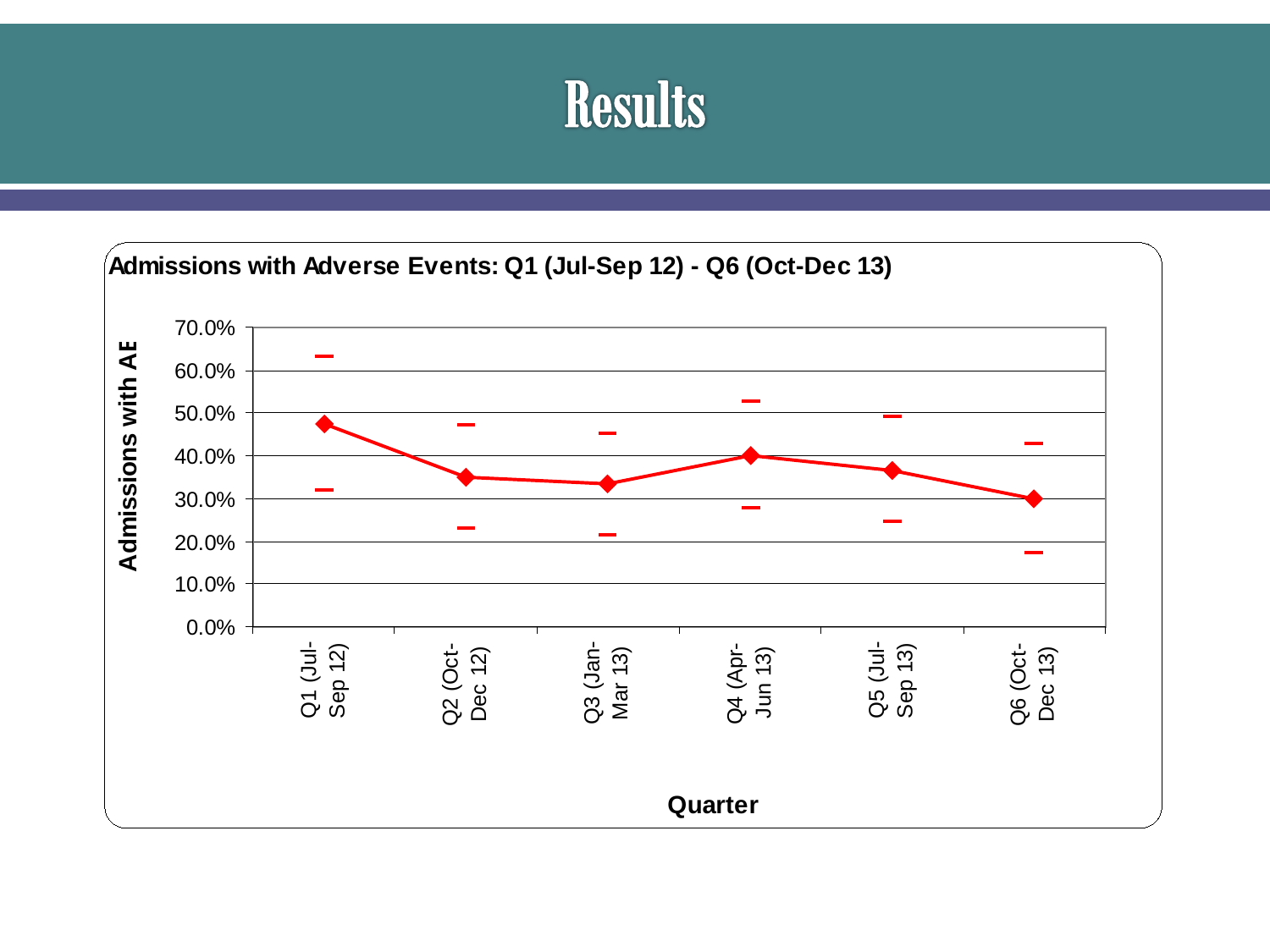# Results

**Admissions with Adverse Events: Q1 (Jul-Sep 12) - Q6 (Oct-Dec 13)**

Admissions with AE

70.0%
60.0%
50.0%
40.0%
30.0%
20.0%
10.0%
0.0%

Q1 (Jul-Sep 12)
Q2 (Oct-Dec 12)
Q3 (Jan-Mar 13)
Q4 (Apr-Jun 13)
Q5 (Jul-Sep 13)
Q6 (Oct-Dec 13)

**Quarter**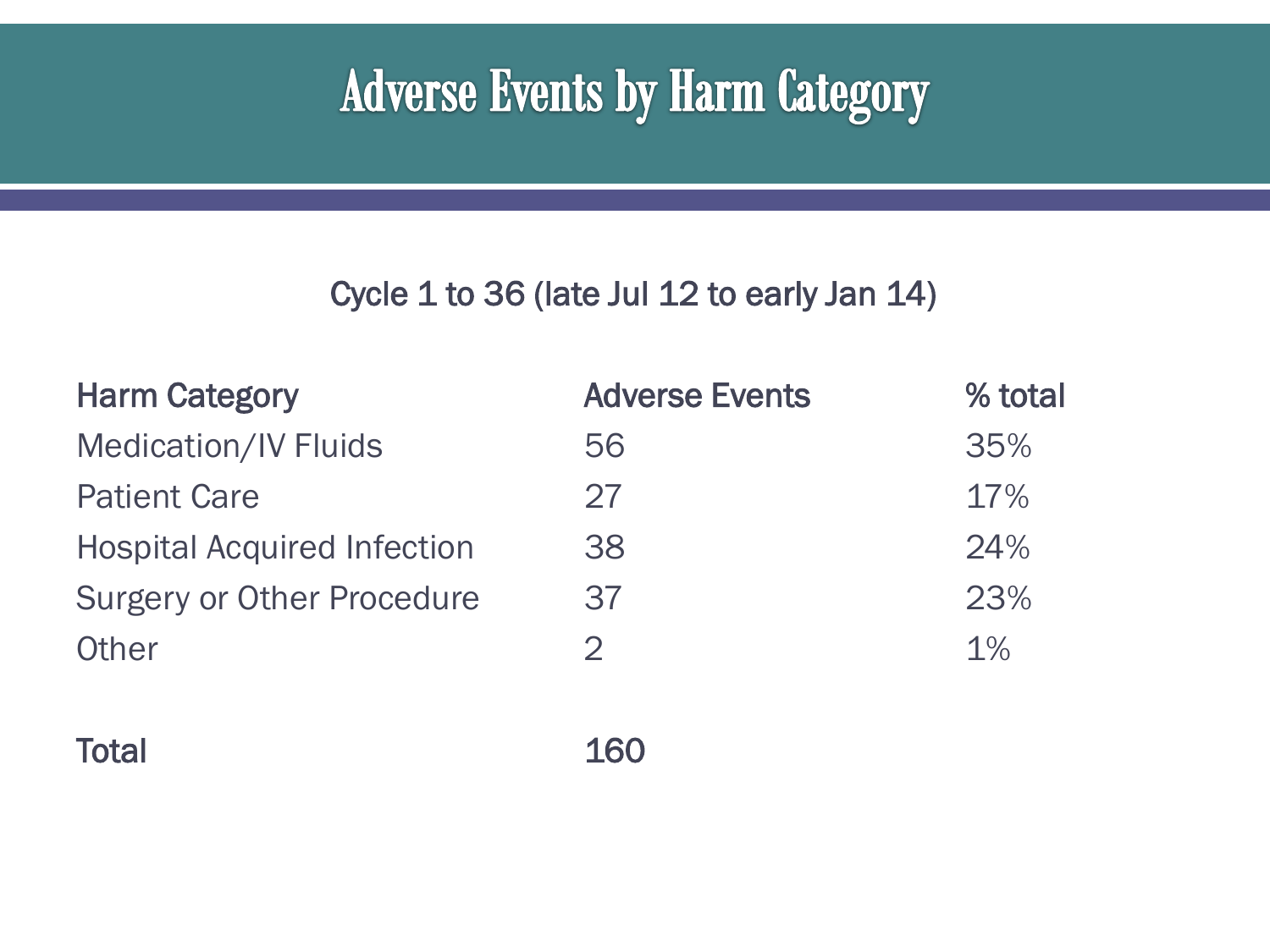# Adverse Events by Harm Category

Cycle 1 to 36 (late Jul 12 to early Jan 14)

| Harm Category | Adverse Events | % total |
| --- | --- | --- |
| Medication/IV Fluids | 56 | 35% |
| Patient Care | 27 | 17% |
| Hospital Acquired Infection | 38 | 24% |
| Surgery or Other Procedure | 37 | 23% |
| Other | 2 | 1% |
| **Total** | **160** | |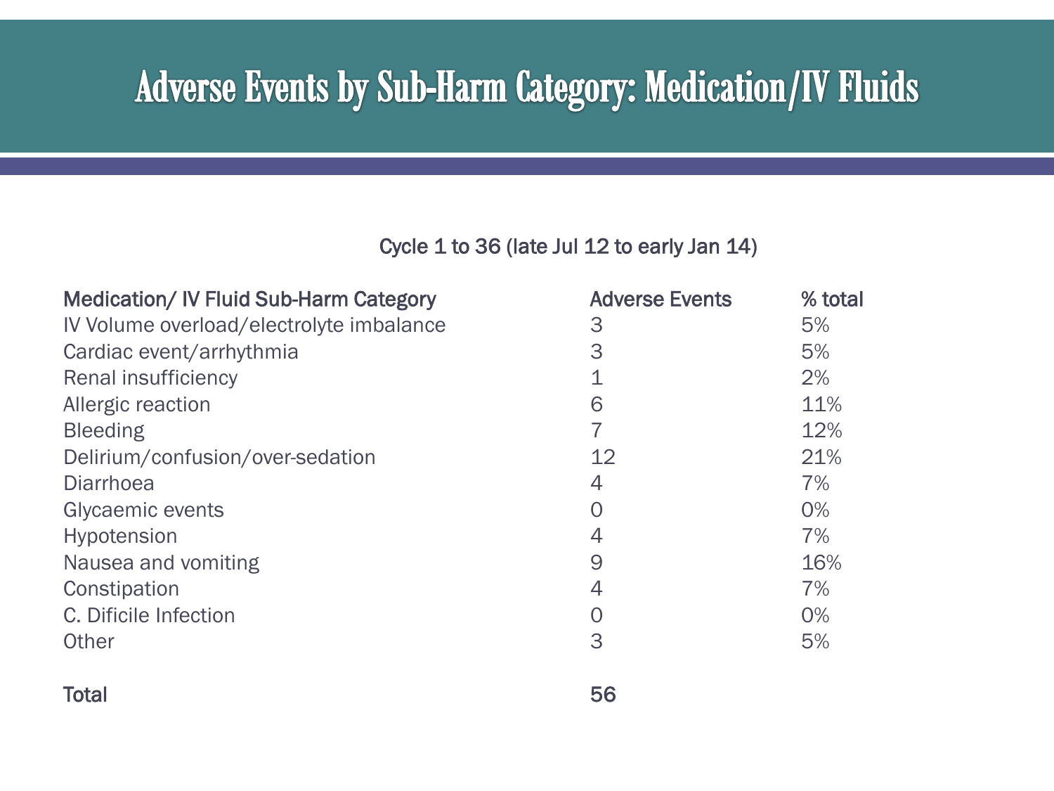# Adverse Events by Sub-Harm Category: Medication/IV Fluids

Cycle 1 to 36 (late Jul 12 to early Jan 14)

| Medication/ IV Fluid Sub-Harm Category | Adverse Events | % total |
|---|---|---|
| IV Volume overload/electrolyte imbalance | 3 | 5% |
| Cardiac event/arrhythmia | 3 | 5% |
| Renal insufficiency | 1 | 2% |
| Allergic reaction | 6 | 11% |
| Bleeding | 7 | 12% |
| Delirium/confusion/over-sedation | 12 | 21% |
| Diarrhoea | 4 | 7% |
| Glycaemic events | 0 | 0% |
| Hypotension | 4 | 7% |
| Nausea and vomiting | 9 | 16% |
| Constipation | 4 | 7% |
| C. Dificile Infection | 0 | 0% |
| Other | 3 | 5% |
| Total | 56 | |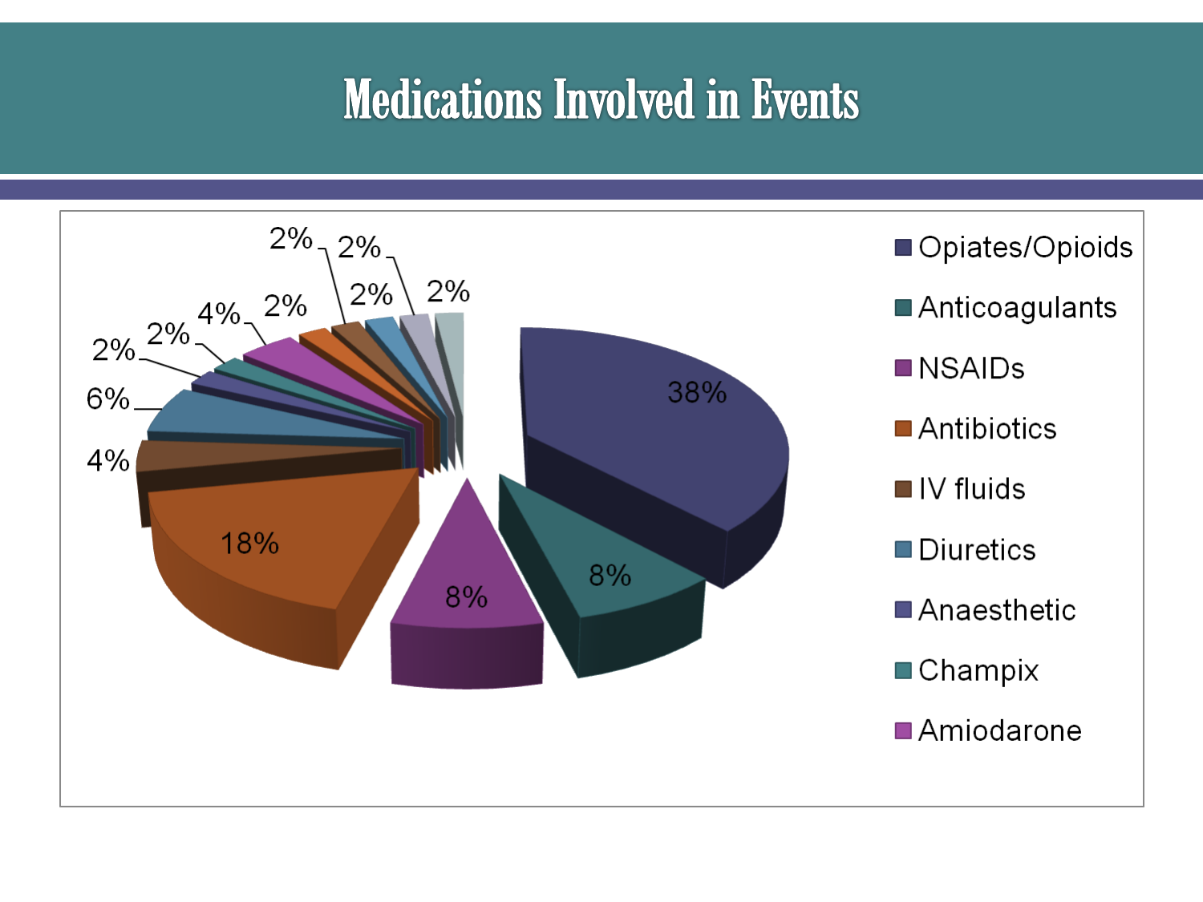# Medications Involved in Events

| Medication | Percentage |
|---|---|
| Opiates/Opioids | 38% |
| Anticoagulants | 8% |
| NSAIDs | 8% |
| Antibiotics | 18% |
| IV fluids | 4% |
| Diuretics | 6% |
| Anaesthetic | 2% |
| Champix | 2% |
| Amiodarone | 4% |
| | 2% |
| | 2% |
| | 2% |
| | 2% |
| | 2% |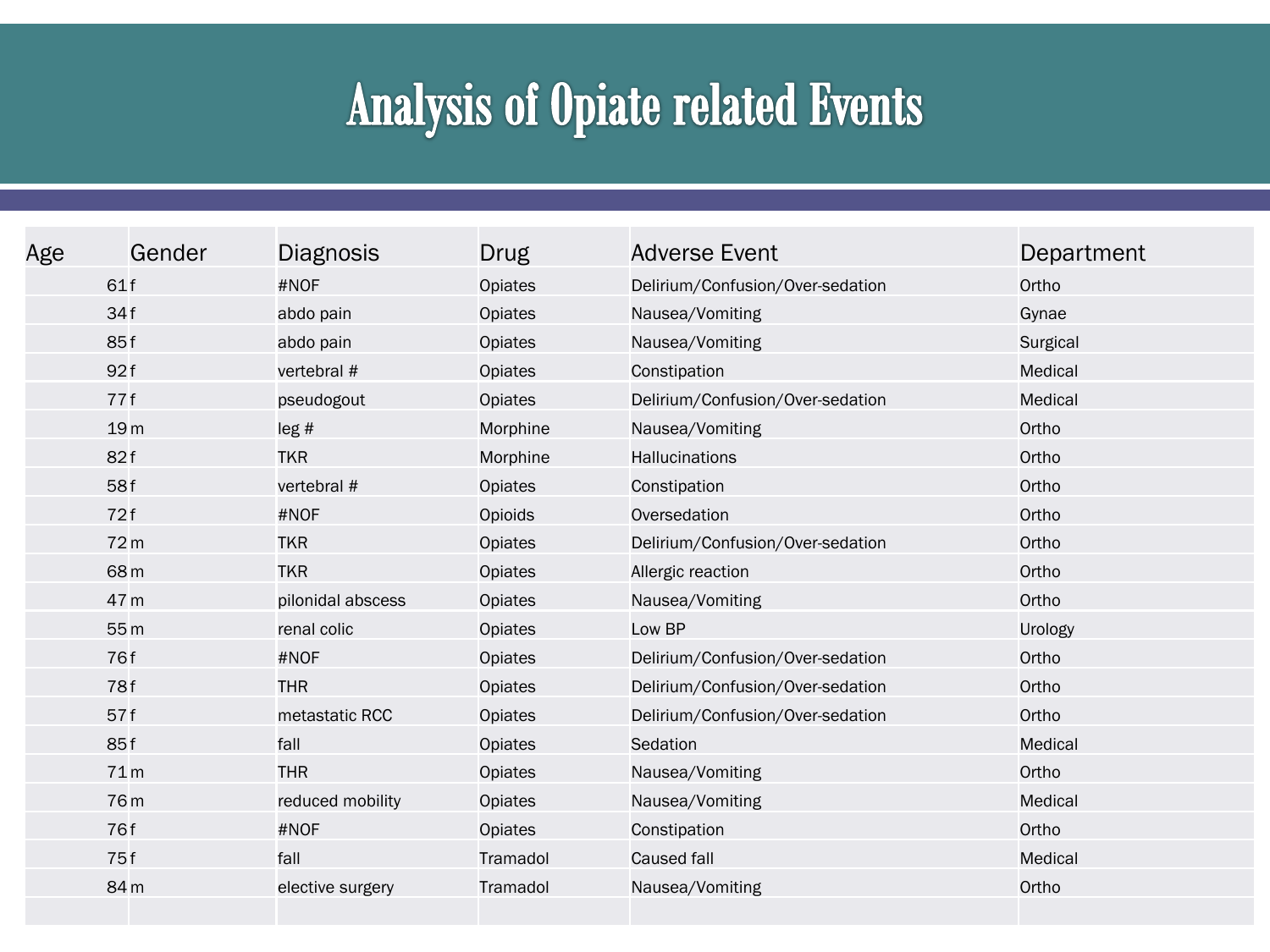# Analysis of Opiate related Events

| Age | Gender | Diagnosis | Drug | Adverse Event | Department |
|---|---|---|---|---|---|
| 61 | f | #NOF | Opiates | Delirium/Confusion/Over-sedation | Ortho |
| 34 | f | abdo pain | Opiates | Nausea/Vomiting | Gynae |
| 85 | f | abdo pain | Opiates | Nausea/Vomiting | Surgical |
| 92 | f | vertebral # | Opiates | Constipation | Medical |
| 77 | f | pseudogout | Opiates | Delirium/Confusion/Over-sedation | Medical |
| 19 | m | leg # | Morphine | Nausea/Vomiting | Ortho |
| 82 | f | TKR | Morphine | Hallucinations | Ortho |
| 58 | f | vertebral # | Opiates | Constipation | Ortho |
| 72 | f | #NOF | Opioids | Oversedation | Ortho |
| 72 | m | TKR | Opiates | Delirium/Confusion/Over-sedation | Ortho |
| 68 | m | TKR | Opiates | Allergic reaction | Ortho |
| 47 | m | pilonidal abscess | Opiates | Nausea/Vomiting | Ortho |
| 55 | m | renal colic | Opiates | Low BP | Urology |
| 76 | f | #NOF | Opiates | Delirium/Confusion/Over-sedation | Ortho |
| 78 | f | THR | Opiates | Delirium/Confusion/Over-sedation | Ortho |
| 57 | f | metastatic RCC | Opiates | Delirium/Confusion/Over-sedation | Ortho |
| 85 | f | fall | Opiates | Sedation | Medical |
| 71 | m | THR | Opiates | Nausea/Vomiting | Ortho |
| 76 | m | reduced mobility | Opiates | Nausea/Vomiting | Medical |
| 76 | f | #NOF | Opiates | Constipation | Ortho |
| 75 | f | fall | Tramadol | Caused fall | Medical |
| 84 | m | elective surgery | Tramadol | Nausea/Vomiting | Ortho |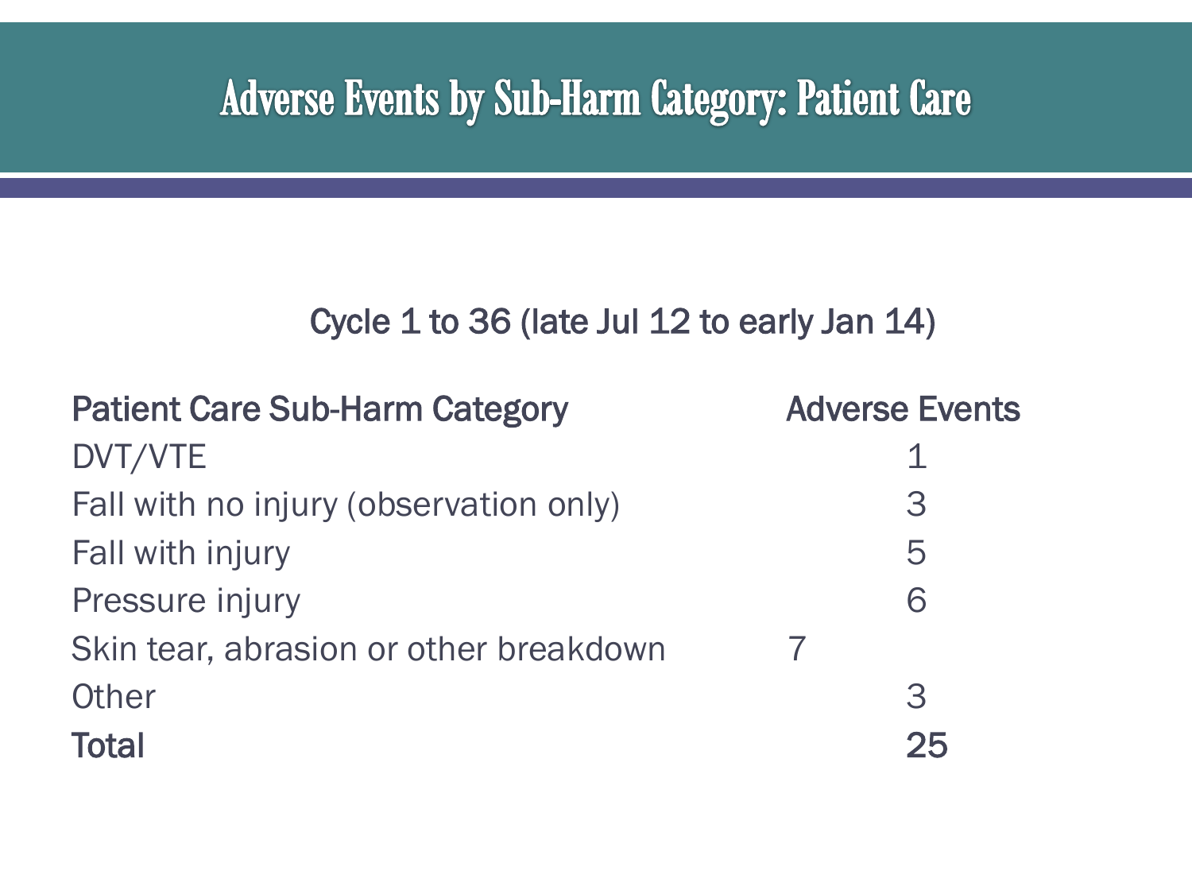# Adverse Events by Sub-Harm Category: Patient Care

Cycle 1 to 36 (late Jul 12 to early Jan 14)

| Patient Care Sub-Harm Category | Adverse Events |
| --- | --- |
| DVT/VTE | 1 |
| Fall with no injury (observation only) | 3 |
| Fall with injury | 5 |
| Pressure injury | 6 |
| Skin tear, abrasion or other breakdown | 7 |
| Other | 3 |
| **Total** | **25** |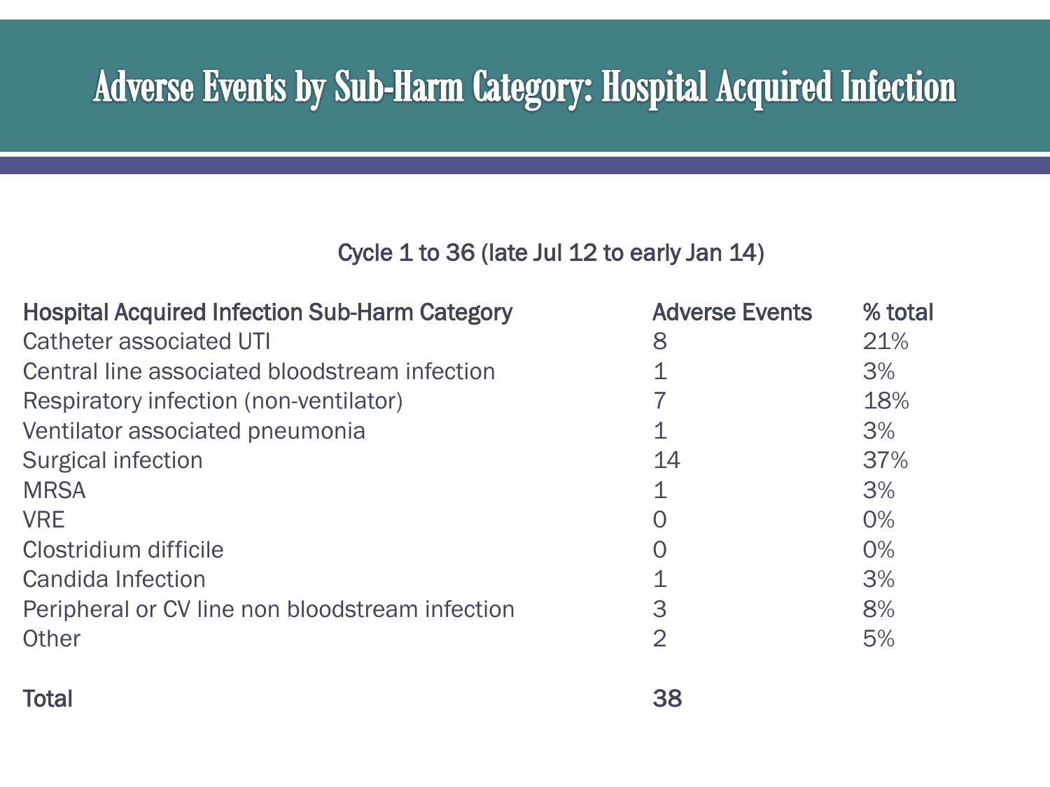# Adverse Events by Sub-Harm Category: Hospital Acquired Infection

Cycle 1 to 36 (late Jul 12 to early Jan 14)

| Hospital Acquired Infection Sub-Harm Category | Adverse Events | % total |
|---|---|---|
| Catheter associated UTI | 8 | 21% |
| Central line associated bloodstream infection | 1 | 3% |
| Respiratory infection (non-ventilator) | 7 | 18% |
| Ventilator associated pneumonia | 1 | 3% |
| Surgical infection | 14 | 37% |
| MRSA | 1 | 3% |
| VRE | 0 | 0% |
| Clostridium difficile | 0 | 0% |
| Candida Infection | 1 | 3% |
| Peripheral or CV line non bloodstream infection | 3 | 8% |
| Other | 2 | 5% |
| **Total** | **38** | |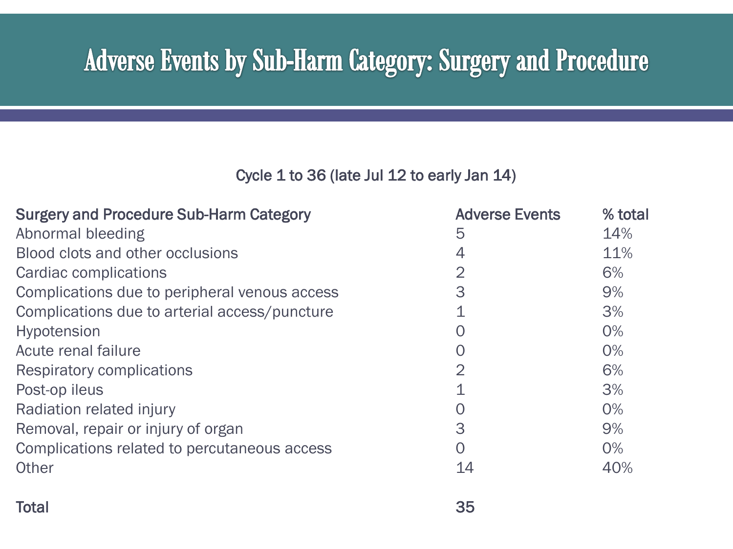# Adverse Events by Sub-Harm Category: Surgery and Procedure

Cycle 1 to 36 (late Jul 12 to early Jan 14)

| Surgery and Procedure Sub-Harm Category | Adverse Events | % total |
|---|---|---|
| Abnormal bleeding | 5 | 14% |
| Blood clots and other occlusions | 4 | 11% |
| Cardiac complications | 2 | 6% |
| Complications due to peripheral venous access | 3 | 9% |
| Complications due to arterial access/puncture | 1 | 3% |
| Hypotension | 0 | 0% |
| Acute renal failure | 0 | 0% |
| Respiratory complications | 2 | 6% |
| Post-op ileus | 1 | 3% |
| Radiation related injury | 0 | 0% |
| Removal, repair or injury of organ | 3 | 9% |
| Complications related to percutaneous access | 0 | 0% |
| Other | 14 | 40% |
| **Total** | **35** | |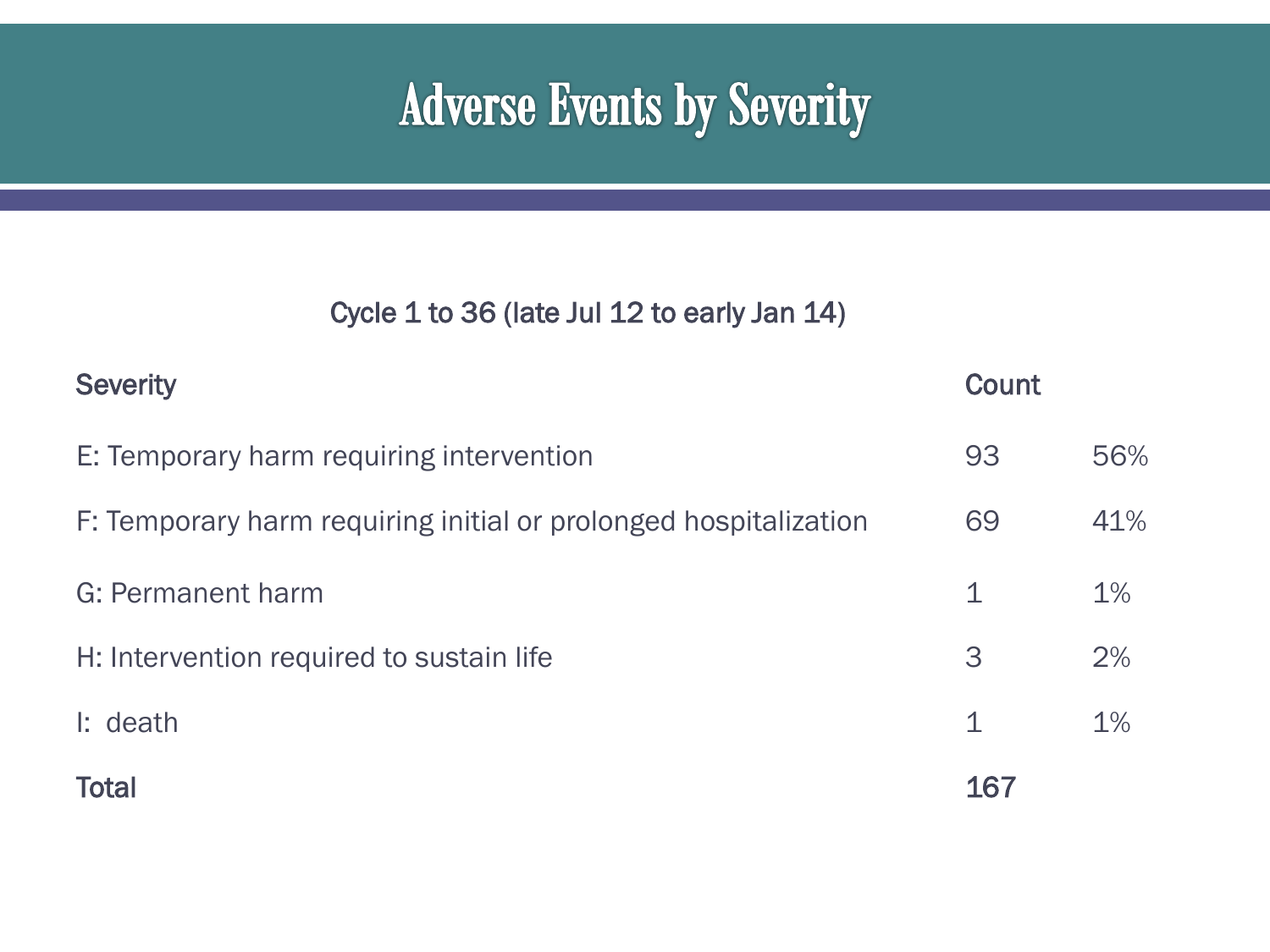# Adverse Events by Severity

Cycle 1 to 36 (late Jul 12 to early Jan 14)

| Severity | Count | |
|---|---|---|
| E: Temporary harm requiring intervention | 93 | 56% |
| F: Temporary harm requiring initial or prolonged hospitalization | 69 | 41% |
| G: Permanent harm | 1 | 1% |
| H: Intervention required to sustain life | 3 | 2% |
| I: death | 1 | 1% |
| Total | 167 | |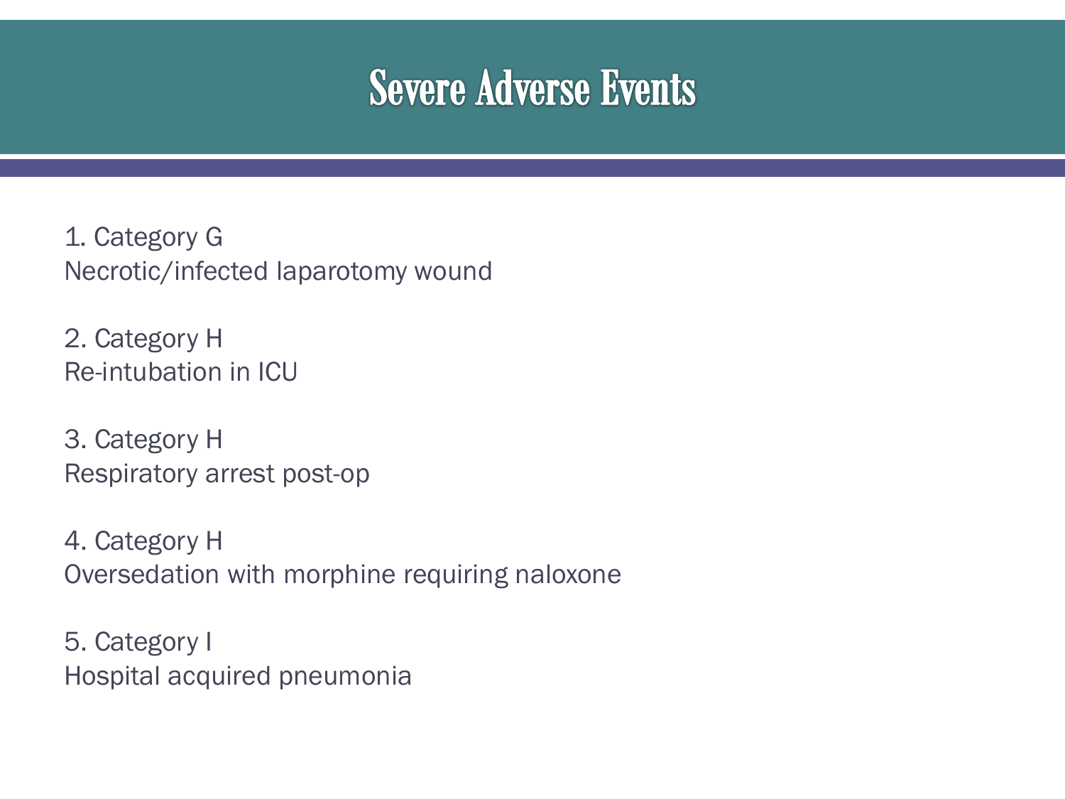# Severe Adverse Events

1. Category G
Necrotic/infected laparotomy wound

2. Category H
Re-intubation in ICU

3. Category H
Respiratory arrest post-op

4. Category H
Oversedation with morphine requiring naloxone

5. Category I
Hospital acquired pneumonia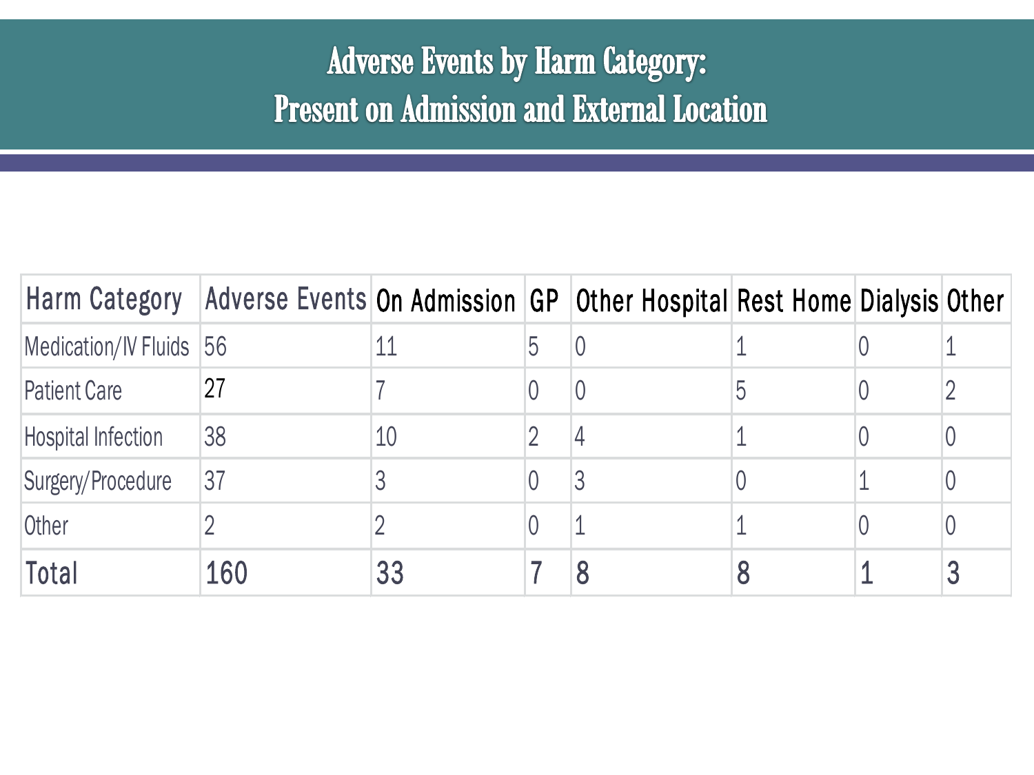# Adverse Events by Harm Category: Present on Admission and External Location

| Harm Category | Adverse Events | On Admission | GP | Other Hospital | Rest Home | Dialysis | Other |
|---|---|---|---|---|---|---|---|
| Medication/IV Fluids | 56 | 11 | 5 | 0 | 1 | 0 | 1 |
| Patient Care | 27 | 7 | 0 | 0 | 5 | 0 | 2 |
| Hospital Infection | 38 | 10 | 2 | 4 | 1 | 0 | 0 |
| Surgery/Procedure | 37 | 3 | 0 | 3 | 0 | 1 | 0 |
| Other | 2 | 2 | 0 | 1 | 1 | 0 | 0 |
| Total | 160 | 33 | 7 | 8 | 8 | 1 | 3 |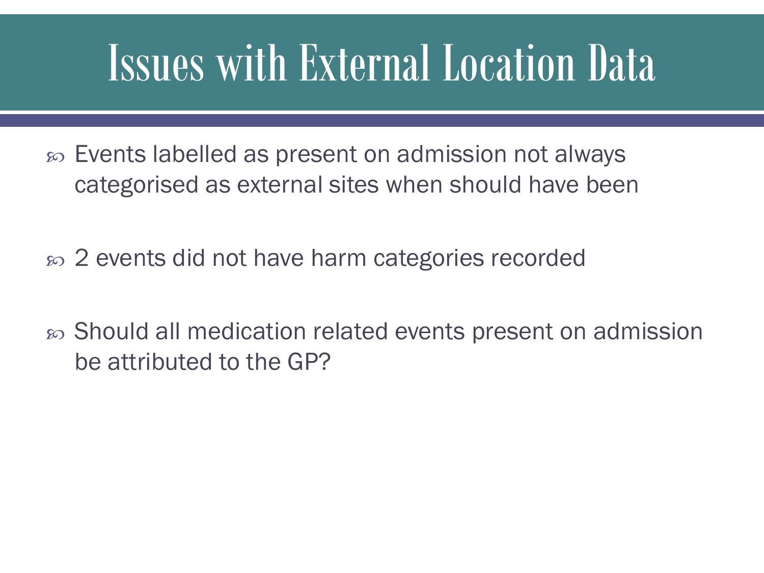# Issues with External Location Data

- Events labelled as present on admission not always categorised as external sites when should have been
- 2 events did not have harm categories recorded
- Should all medication related events present on admission be attributed to the GP?